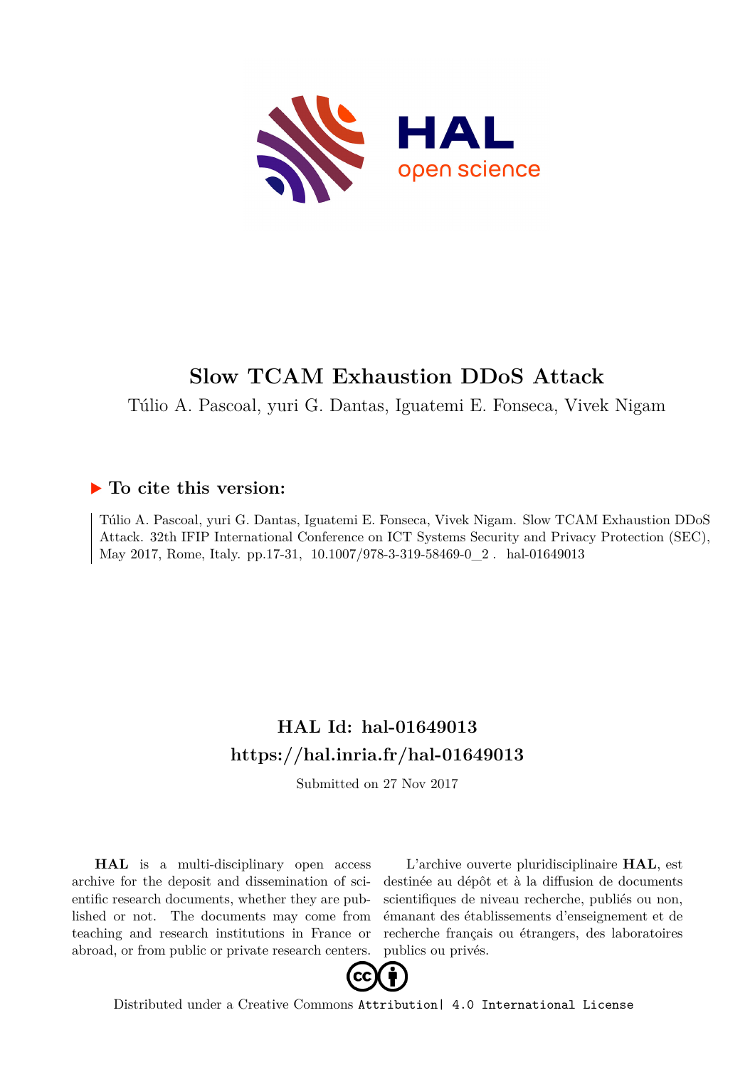# Slow TCAM Exhaustion DDoS Attack

Túlio A. Pascoal, yuri G. Dantas, Iguatemi E. Fonseca, Vivek Nigam

## ▶ To cite this version:

Túlio A. Pascoal, yuri G. Dantas, Iguatemi E. Fonseca, Vivek Nigam. Slow TCAM Exhaustion DDoS Attack. 32th IFIP International Conference on ICT Systems Security and Privacy Protection (SEC), May 2017, Rome, Italy. pp.17-31, 10.1007/978-3-319-58469-0_2 . hal-01649013

## HAL Id: hal-01649013
## https://hal.inria.fr/hal-01649013

Submitted on 27 Nov 2017

**HAL** is a multi-disciplinary open access archive for the deposit and dissemination of scientific research documents, whether they are published or not. The documents may come from teaching and research institutions in France or abroad, or from public or private research centers.

L'archive ouverte pluridisciplinaire **HAL**, est destinée au dépôt et à la diffusion de documents scientifiques de niveau recherche, publiés ou non, émanant des établissements d'enseignement et de recherche français ou étrangers, des laboratoires publics ou privés.

Distributed under a Creative Commons Attribution| 4.0 International License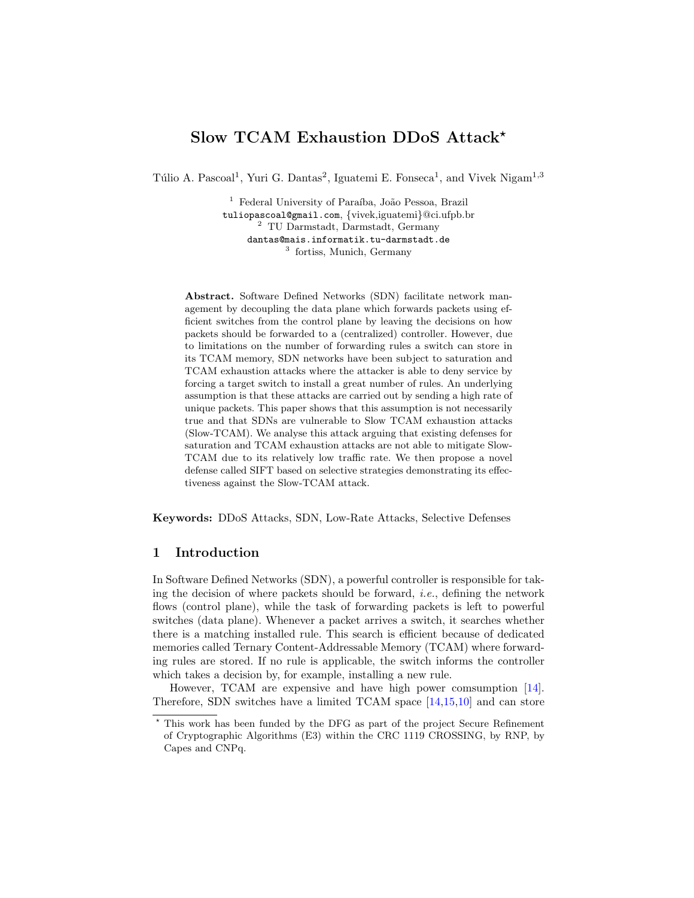# Slow TCAM Exhaustion DDoS Attack*

Túlio A. Pascoal[1], Yuri G. Dantas[2], Iguatemi E. Fonseca[1], and Vivek Nigam[1,3]

[1] Federal University of Paraíba, João Pessoa, Brazil
tuliopascoal@gmail.com, {vivek,iguatemi}@ci.ufpb.br
[2] TU Darmstadt, Darmstadt, Germany
dantas@mais.informatik.tu-darmstadt.de
[3] fortiss, Munich, Germany

**Abstract.** Software Defined Networks (SDN) facilitate network management by decoupling the data plane which forwards packets using efficient switches from the control plane by leaving the decisions on how packets should be forwarded to a (centralized) controller. However, due to limitations on the number of forwarding rules a switch can store in its TCAM memory, SDN networks have been subject to saturation and TCAM exhaustion attacks where the attacker is able to deny service by forcing a target switch to install a great number of rules. An underlying assumption is that these attacks are carried out by sending a high rate of unique packets. This paper shows that this assumption is not necessarily true and that SDNs are vulnerable to Slow TCAM exhaustion attacks (Slow-TCAM). We analyse this attack arguing that existing defenses for saturation and TCAM exhaustion attacks are not able to mitigate Slow-TCAM due to its relatively low traffic rate. We then propose a novel defense called SIFT based on selective strategies demonstrating its effectiveness against the Slow-TCAM attack.

**Keywords:** DDoS Attacks, SDN, Low-Rate Attacks, Selective Defenses

## 1 Introduction

In Software Defined Networks (SDN), a powerful controller is responsible for taking the decision of where packets should be forward, *i.e.*, defining the network flows (control plane), while the task of forwarding packets is left to powerful switches (data plane). Whenever a packet arrives a switch, it searches whether there is a matching installed rule. This search is efficient because of dedicated memories called Ternary Content-Addressable Memory (TCAM) where forwarding rules are stored. If no rule is applicable, the switch informs the controller which takes a decision by, for example, installing a new rule.

However, TCAM are expensive and have high power comsumption [14]. Therefore, SDN switches have a limited TCAM space [14,15,10] and can store

* This work has been funded by the DFG as part of the project Secure Refinement of Cryptographic Algorithms (E3) within the CRC 1119 CROSSING, by RNP, by Capes and CNPq.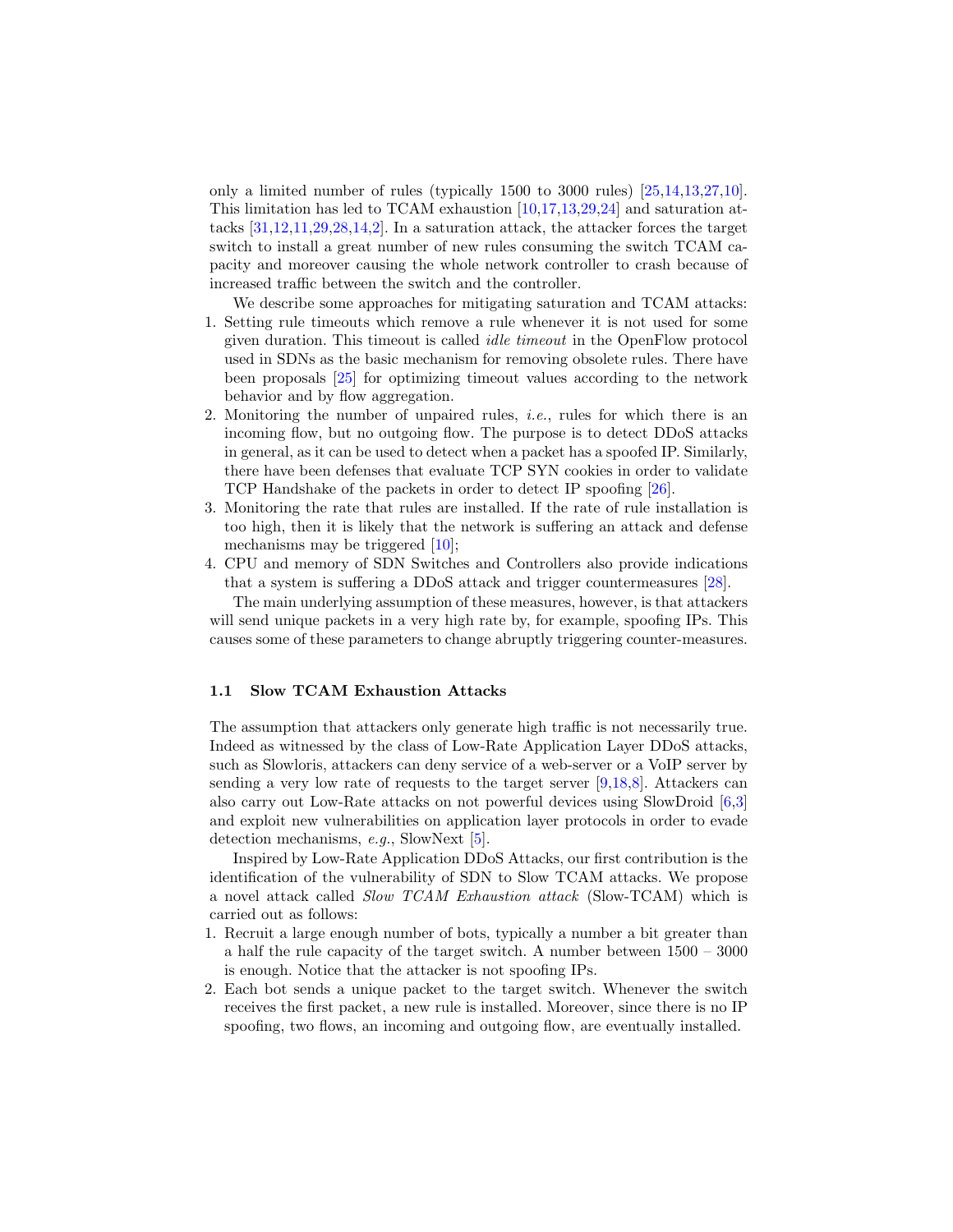only a limited number of rules (typically 1500 to 3000 rules) [25,14,13,27,10]. This limitation has led to TCAM exhaustion [10,17,13,29,24] and saturation attacks [31,12,11,29,28,14,2]. In a saturation attack, the attacker forces the target switch to install a great number of new rules consuming the switch TCAM capacity and moreover causing the whole network controller to crash because of increased traffic between the switch and the controller.

We describe some approaches for mitigating saturation and TCAM attacks:

1. Setting rule timeouts which remove a rule whenever it is not used for some given duration. This timeout is called *idle timeout* in the OpenFlow protocol used in SDNs as the basic mechanism for removing obsolete rules. There have been proposals [25] for optimizing timeout values according to the network behavior and by flow aggregation.
2. Monitoring the number of unpaired rules, *i.e.*, rules for which there is an incoming flow, but no outgoing flow. The purpose is to detect DDoS attacks in general, as it can be used to detect when a packet has a spoofed IP. Similarly, there have been defenses that evaluate TCP SYN cookies in order to validate TCP Handshake of the packets in order to detect IP spoofing [26].
3. Monitoring the rate that rules are installed. If the rate of rule installation is too high, then it is likely that the network is suffering an attack and defense mechanisms may be triggered [10];
4. CPU and memory of SDN Switches and Controllers also provide indications that a system is suffering a DDoS attack and trigger countermeasures [28].

The main underlying assumption of these measures, however, is that attackers will send unique packets in a very high rate by, for example, spoofing IPs. This causes some of these parameters to change abruptly triggering counter-measures.

### 1.1 Slow TCAM Exhaustion Attacks

The assumption that attackers only generate high traffic is not necessarily true. Indeed as witnessed by the class of Low-Rate Application Layer DDoS attacks, such as Slowloris, attackers can deny service of a web-server or a VoIP server by sending a very low rate of requests to the target server [9,18,8]. Attackers can also carry out Low-Rate attacks on not powerful devices using SlowDroid [6,3] and exploit new vulnerabilities on application layer protocols in order to evade detection mechanisms, *e.g.*, SlowNext [5].

Inspired by Low-Rate Application DDoS Attacks, our first contribution is the identification of the vulnerability of SDN to Slow TCAM attacks. We propose a novel attack called *Slow TCAM Exhaustion attack* (Slow-TCAM) which is carried out as follows:

1. Recruit a large enough number of bots, typically a number a bit greater than a half the rule capacity of the target switch. A number between 1500 – 3000 is enough. Notice that the attacker is not spoofing IPs.
2. Each bot sends a unique packet to the target switch. Whenever the switch receives the first packet, a new rule is installed. Moreover, since there is no IP spoofing, two flows, an incoming and outgoing flow, are eventually installed.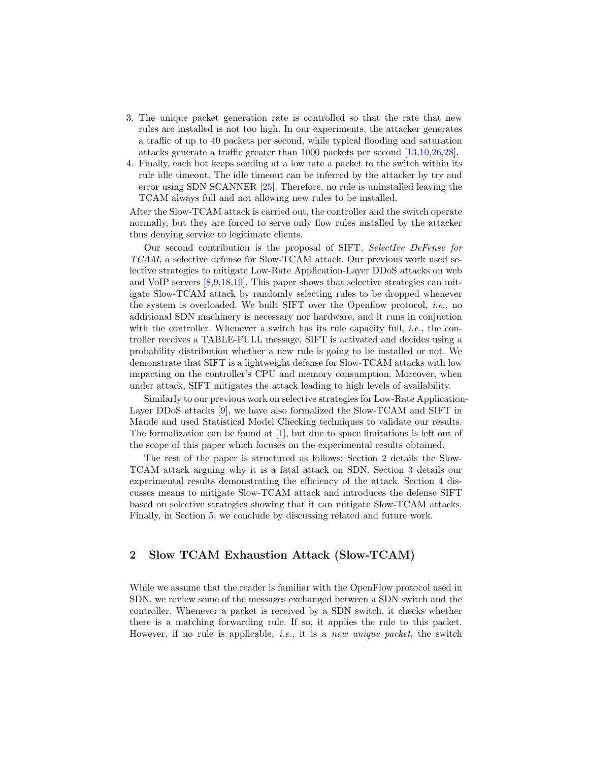3. The unique packet generation rate is controlled so that the rate that new rules are installed is not too high. In our experiments, the attacker generates a traffic of up to 40 packets per second, while typical flooding and saturation attacks generate a traffic greater than 1000 packets per second [13,10,26,28].
4. Finally, each bot keeps sending at a low rate a packet to the switch within its rule idle timeout. The idle timeout can be inferred by the attacker by try and error using SDN SCANNER [25]. Therefore, no rule is uninstalled leaving the TCAM always full and not allowing new rules to be installed.

After the Slow-TCAM attack is carried out, the controller and the switch operate normally, but they are forced to serve only flow rules installed by the attacker thus denying service to legitimate clients.

Our second contribution is the proposal of SIFT, *SelectIve DeFense for TCAM*, a selective defense for Slow-TCAM attack. Our previous work used selective strategies to mitigate Low-Rate Application-Layer DDoS attacks on web and VoIP servers [8,9,18,19]. This paper shows that selective strategies can mitigate Slow-TCAM attack by randomly selecting rules to be dropped whenever the system is overloaded. We built SIFT over the Openflow protocol, *i.e.*, no additional SDN machinery is necessary nor hardware, and it runs in conjuction with the controller. Whenever a switch has its rule capacity full, *i.e.*, the controller receives a TABLE-FULL message, SIFT is activated and decides using a probability distribution whether a new rule is going to be installed or not. We demonstrate that SIFT is a lightweight defense for Slow-TCAM attacks with low impacting on the controller's CPU and memory consumption. Moreover, when under attack, SIFT mitigates the attack leading to high levels of availability.

Similarly to our previous work on selective strategies for Low-Rate Application-Layer DDoS attacks [9], we have also formalized the Slow-TCAM and SIFT in Maude and used Statistical Model Checking techniques to validate our results. The formalization can be found at [1], but due to space limitations is left out of the scope of this paper which focuses on the experimental results obtained.

The rest of the paper is structured as follows: Section 2 details the Slow-TCAM attack arguing why it is a fatal attack on SDN. Section 3 details our experimental results demonstrating the efficiency of the attack. Section 4 discusses means to mitigate Slow-TCAM attack and introduces the defense SIFT based on selective strategies showing that it can mitigate Slow-TCAM attacks. Finally, in Section 5, we conclude by discussing related and future work.

## 2 Slow TCAM Exhaustion Attack (Slow-TCAM)

While we assume that the reader is familiar with the OpenFlow protocol used in SDN, we review some of the messages exchanged between a SDN switch and the controller. Whenever a packet is received by a SDN switch, it checks whether there is a matching forwarding rule. If so, it applies the rule to this packet. However, if no rule is applicable, *i.e.*, it is a *new unique packet*, the switch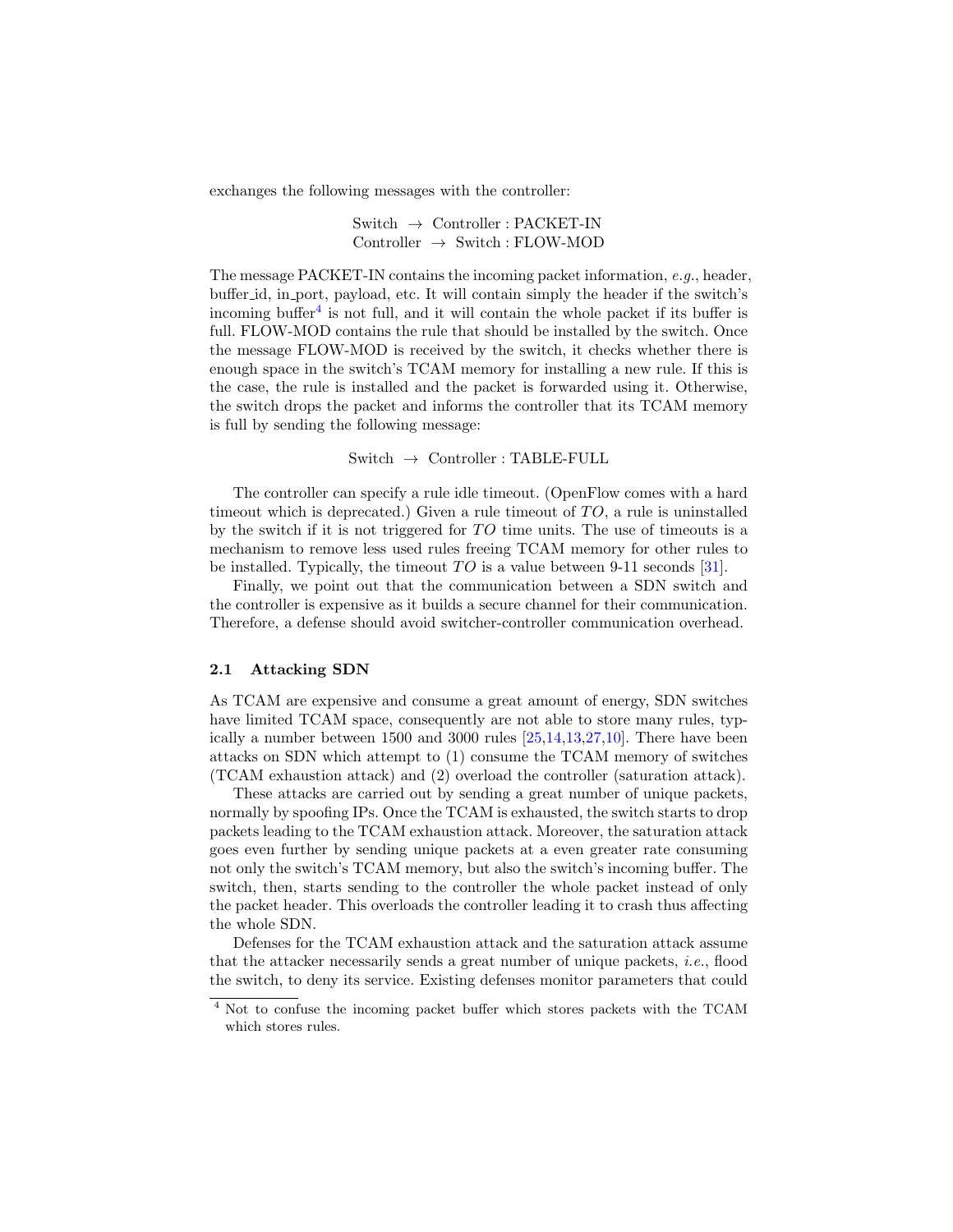exchanges the following messages with the controller:

$$\begin{aligned}\text{Switch} &\rightarrow \text{Controller : PACKET-IN}\\ \text{Controller} &\rightarrow \text{Switch : FLOW-MOD}\end{aligned}$$

The message PACKET-IN contains the incoming packet information, *e.g.*, header, buffer_id, in_port, payload, etc. It will contain simply the header if the switch's incoming buffer[4] is not full, and it will contain the whole packet if its buffer is full. FLOW-MOD contains the rule that should be installed by the switch. Once the message FLOW-MOD is received by the switch, it checks whether there is enough space in the switch's TCAM memory for installing a new rule. If this is the case, the rule is installed and the packet is forwarded using it. Otherwise, the switch drops the packet and informs the controller that its TCAM memory is full by sending the following message:

$$\text{Switch} \rightarrow \text{Controller : TABLE-FULL}$$

The controller can specify a rule idle timeout. (OpenFlow comes with a hard timeout which is deprecated.) Given a rule timeout of $TO$, a rule is uninstalled by the switch if it is not triggered for $TO$ time units. The use of timeouts is a mechanism to remove less used rules freeing TCAM memory for other rules to be installed. Typically, the timeout $TO$ is a value between 9-11 seconds [31].

Finally, we point out that the communication between a SDN switch and the controller is expensive as it builds a secure channel for their communication. Therefore, a defense should avoid switcher-controller communication overhead.

### 2.1 Attacking SDN

As TCAM are expensive and consume a great amount of energy, SDN switches have limited TCAM space, consequently are not able to store many rules, typically a number between 1500 and 3000 rules [25,14,13,27,10]. There have been attacks on SDN which attempt to (1) consume the TCAM memory of switches (TCAM exhaustion attack) and (2) overload the controller (saturation attack).

These attacks are carried out by sending a great number of unique packets, normally by spoofing IPs. Once the TCAM is exhausted, the switch starts to drop packets leading to the TCAM exhaustion attack. Moreover, the saturation attack goes even further by sending unique packets at a even greater rate consuming not only the switch's TCAM memory, but also the switch's incoming buffer. The switch, then, starts sending to the controller the whole packet instead of only the packet header. This overloads the controller leading it to crash thus affecting the whole SDN.

Defenses for the TCAM exhaustion attack and the saturation attack assume that the attacker necessarily sends a great number of unique packets, *i.e.*, flood the switch, to deny its service. Existing defenses monitor parameters that could

[4] Not to confuse the incoming packet buffer which stores packets with the TCAM which stores rules.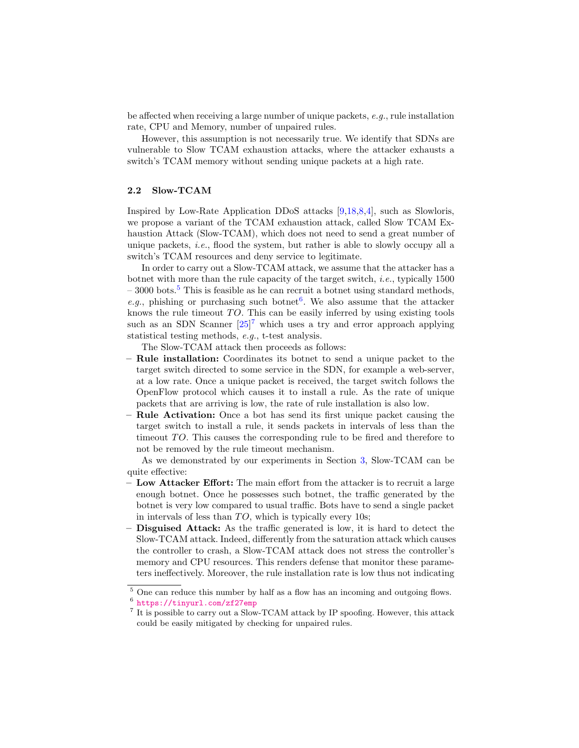be affected when receiving a large number of unique packets, *e.g.*, rule installation rate, CPU and Memory, number of unpaired rules.

However, this assumption is not necessarily true. We identify that SDNs are vulnerable to Slow TCAM exhaustion attacks, where the attacker exhausts a switch's TCAM memory without sending unique packets at a high rate.

### 2.2 Slow-TCAM

Inspired by Low-Rate Application DDoS attacks [9,18,8,4], such as Slowloris, we propose a variant of the TCAM exhaustion attack, called Slow TCAM Exhaustion Attack (Slow-TCAM), which does not need to send a great number of unique packets, *i.e.*, flood the system, but rather is able to slowly occupy all a switch's TCAM resources and deny service to legitimate.

In order to carry out a Slow-TCAM attack, we assume that the attacker has a botnet with more than the rule capacity of the target switch, *i.e.*, typically 1500 – 3000 bots.[5] This is feasible as he can recruit a botnet using standard methods, *e.g.*, phishing or purchasing such botnet[6]. We also assume that the attacker knows the rule timeout $TO$. This can be easily inferred by using existing tools such as an SDN Scanner [25][7] which uses a try and error approach applying statistical testing methods, *e.g.*, t-test analysis.

The Slow-TCAM attack then proceeds as follows:

- **Rule installation:** Coordinates its botnet to send a unique packet to the target switch directed to some service in the SDN, for example a web-server, at a low rate. Once a unique packet is received, the target switch follows the OpenFlow protocol which causes it to install a rule. As the rate of unique packets that are arriving is low, the rate of rule installation is also low.
- **Rule Activation:** Once a bot has send its first unique packet causing the target switch to install a rule, it sends packets in intervals of less than the timeout $TO$. This causes the corresponding rule to be fired and therefore to not be removed by the rule timeout mechanism.

As we demonstrated by our experiments in Section 3, Slow-TCAM can be quite effective:

- **Low Attacker Effort:** The main effort from the attacker is to recruit a large enough botnet. Once he possesses such botnet, the traffic generated by the botnet is very low compared to usual traffic. Bots have to send a single packet in intervals of less than $TO$, which is typically every 10s;
- **Disguised Attack:** As the traffic generated is low, it is hard to detect the Slow-TCAM attack. Indeed, differently from the saturation attack which causes the controller to crash, a Slow-TCAM attack does not stress the controller's memory and CPU resources. This renders defense that monitor these parameters ineffectively. Moreover, the rule installation rate is low thus not indicating

[5] One can reduce this number by half as a flow has an incoming and outgoing flows.

[6] https://tinyurl.com/zf27emp

[7] It is possible to carry out a Slow-TCAM attack by IP spoofing. However, this attack could be easily mitigated by checking for unpaired rules.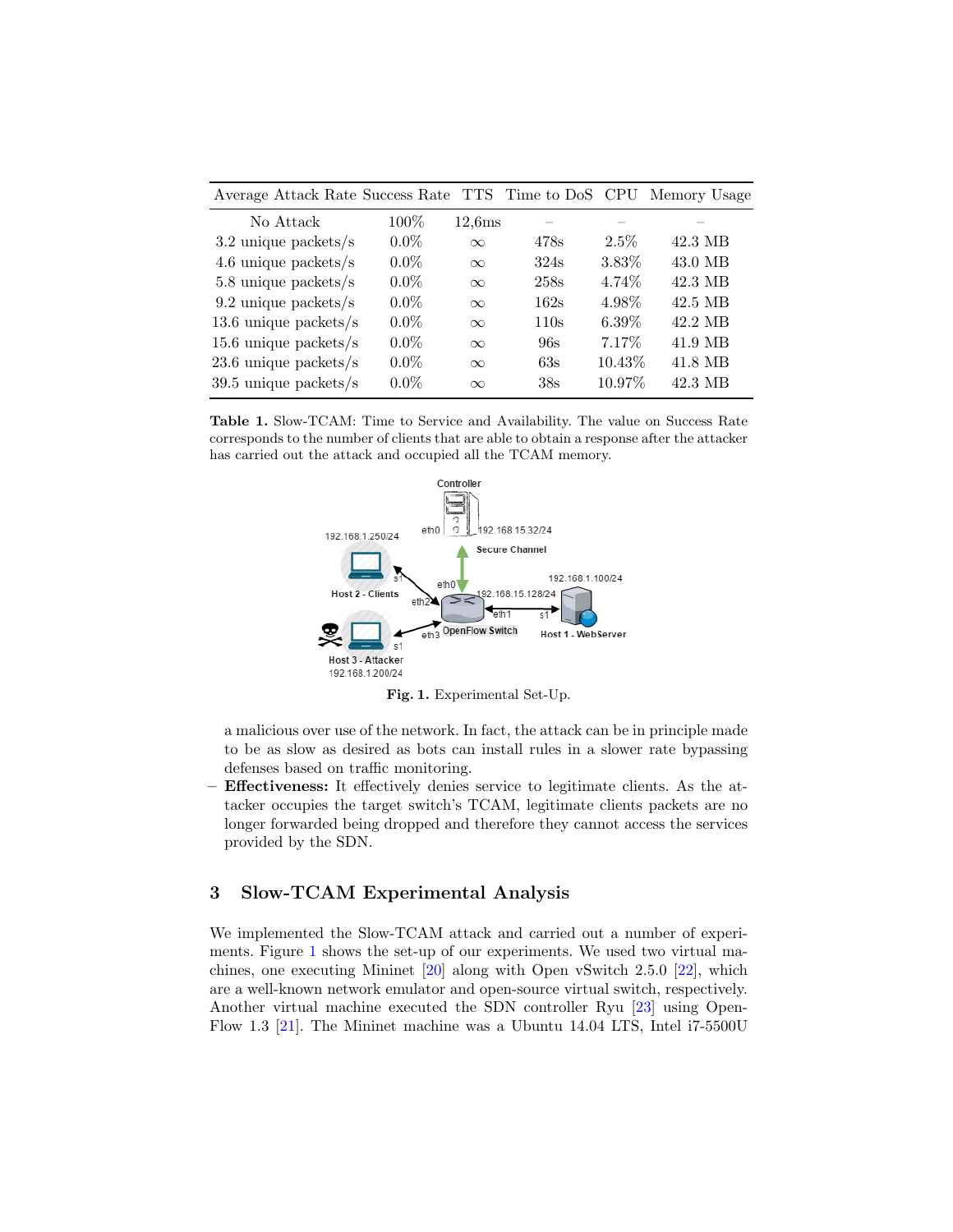| Average Attack Rate | Success Rate | TTS | Time to DoS | CPU | Memory Usage |
| --- | --- | --- | --- | --- | --- |
| No Attack | 100% | 12,6ms | – | – | – |
| 3.2 unique packets/s | 0.0% | $\infty$ | 478s | 2.5% | 42.3 MB |
| 4.6 unique packets/s | 0.0% | $\infty$ | 324s | 3.83% | 43.0 MB |
| 5.8 unique packets/s | 0.0% | $\infty$ | 258s | 4.74% | 42.3 MB |
| 9.2 unique packets/s | 0.0% | $\infty$ | 162s | 4.98% | 42.5 MB |
| 13.6 unique packets/s | 0.0% | $\infty$ | 110s | 6.39% | 42.2 MB |
| 15.6 unique packets/s | 0.0% | $\infty$ | 96s | 7.17% | 41.9 MB |
| 23.6 unique packets/s | 0.0% | $\infty$ | 63s | 10.43% | 41.8 MB |
| 39.5 unique packets/s | 0.0% | $\infty$ | 38s | 10.97% | 42.3 MB |

**Table 1.** Slow-TCAM: Time to Service and Availability. The value on Success Rate corresponds to the number of clients that are able to obtain a response after the attacker has carried out the attack and occupied all the TCAM memory.

Controller

eth0 192.168.15.32/24

Secure Channel

192.168.1.250/24

Host 2 - Clients

eth0 192.168.15.128/24

192.168.1.100/24

eth2 eth1 s1

eth3 OpenFlow Switch

Host 1 - WebServer

Host 3 - Attacker 192.168.1.200/24

**Fig. 1.** Experimental Set-Up.

a malicious over use of the network. In fact, the attack can be in principle made to be as slow as desired as bots can install rules in a slower rate bypassing defenses based on traffic monitoring.

- **Effectiveness:** It effectively denies service to legitimate clients. As the attacker occupies the target switch's TCAM, legitimate clients packets are no longer forwarded being dropped and therefore they cannot access the services provided by the SDN.

## 3 Slow-TCAM Experimental Analysis

We implemented the Slow-TCAM attack and carried out a number of experiments. Figure 1 shows the set-up of our experiments. We used two virtual machines, one executing Mininet [20] along with Open vSwitch 2.5.0 [22], which are a well-known network emulator and open-source virtual switch, respectively. Another virtual machine executed the SDN controller Ryu [23] using OpenFlow 1.3 [21]. The Mininet machine was a Ubuntu 14.04 LTS, Intel i7-5500U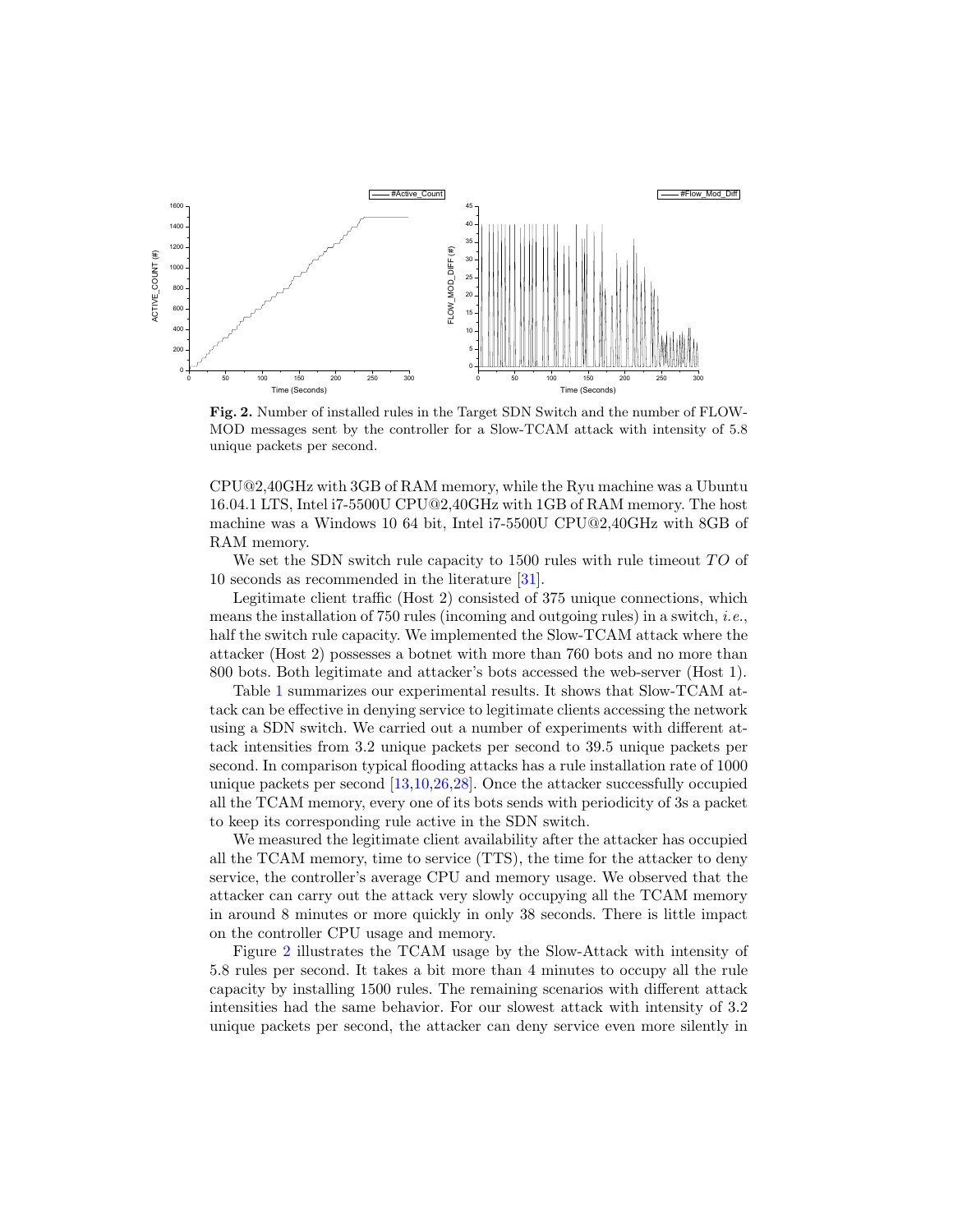**Fig. 2.** Number of installed rules in the Target SDN Switch and the number of FLOW-MOD messages sent by the controller for a Slow-TCAM attack with intensity of 5.8 unique packets per second.

CPU@2,40GHz with 3GB of RAM memory, while the Ryu machine was a Ubuntu 16.04.1 LTS, Intel i7-5500U CPU@2,40GHz with 1GB of RAM memory. The host machine was a Windows 10 64 bit, Intel i7-5500U CPU@2,40GHz with 8GB of RAM memory.

We set the SDN switch rule capacity to 1500 rules with rule timeout $TO$ of 10 seconds as recommended in the literature [31].

Legitimate client traffic (Host 2) consisted of 375 unique connections, which means the installation of 750 rules (incoming and outgoing rules) in a switch, *i.e.*, half the switch rule capacity. We implemented the Slow-TCAM attack where the attacker (Host 2) possesses a botnet with more than 760 bots and no more than 800 bots. Both legitimate and attacker's bots accessed the web-server (Host 1).

Table 1 summarizes our experimental results. It shows that Slow-TCAM attack can be effective in denying service to legitimate clients accessing the network using a SDN switch. We carried out a number of experiments with different attack intensities from 3.2 unique packets per second to 39.5 unique packets per second. In comparison typical flooding attacks has a rule installation rate of 1000 unique packets per second [13,10,26,28]. Once the attacker successfully occupied all the TCAM memory, every one of its bots sends with periodicity of 3s a packet to keep its corresponding rule active in the SDN switch.

We measured the legitimate client availability after the attacker has occupied all the TCAM memory, time to service (TTS), the time for the attacker to deny service, the controller's average CPU and memory usage. We observed that the attacker can carry out the attack very slowly occupying all the TCAM memory in around 8 minutes or more quickly in only 38 seconds. There is little impact on the controller CPU usage and memory.

Figure 2 illustrates the TCAM usage by the Slow-Attack with intensity of 5.8 rules per second. It takes a bit more than 4 minutes to occupy all the rule capacity by installing 1500 rules. The remaining scenarios with different attack intensities had the same behavior. For our slowest attack with intensity of 3.2 unique packets per second, the attacker can deny service even more silently in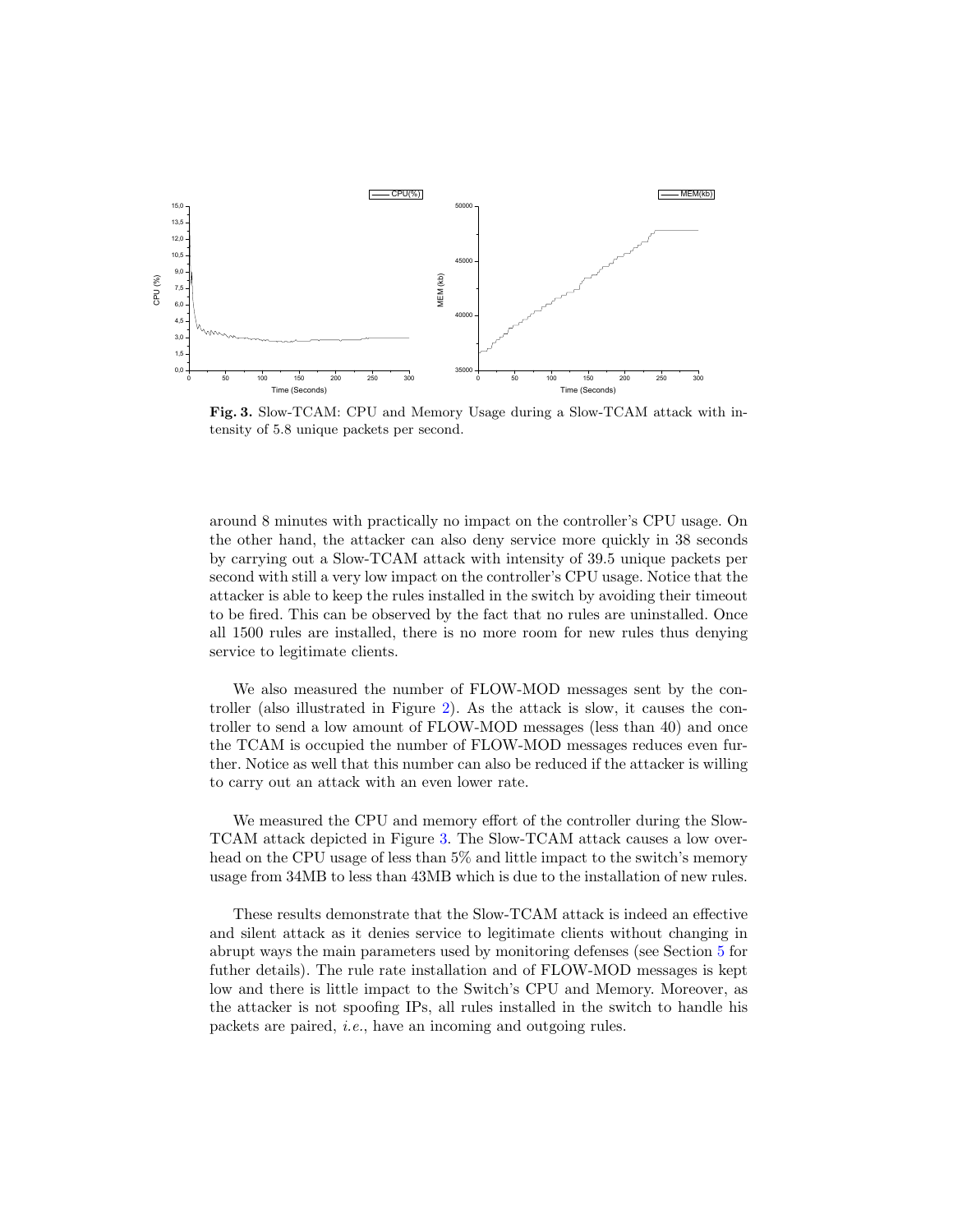**Fig. 3.** Slow-TCAM: CPU and Memory Usage during a Slow-TCAM attack with intensity of 5.8 unique packets per second.

around 8 minutes with practically no impact on the controller's CPU usage. On the other hand, the attacker can also deny service more quickly in 38 seconds by carrying out a Slow-TCAM attack with intensity of 39.5 unique packets per second with still a very low impact on the controller's CPU usage. Notice that the attacker is able to keep the rules installed in the switch by avoiding their timeout to be fired. This can be observed by the fact that no rules are uninstalled. Once all 1500 rules are installed, there is no more room for new rules thus denying service to legitimate clients.

We also measured the number of FLOW-MOD messages sent by the controller (also illustrated in Figure 2). As the attack is slow, it causes the controller to send a low amount of FLOW-MOD messages (less than 40) and once the TCAM is occupied the number of FLOW-MOD messages reduces even further. Notice as well that this number can also be reduced if the attacker is willing to carry out an attack with an even lower rate.

We measured the CPU and memory effort of the controller during the Slow-TCAM attack depicted in Figure 3. The Slow-TCAM attack causes a low overhead on the CPU usage of less than 5% and little impact to the switch's memory usage from 34MB to less than 43MB which is due to the installation of new rules.

These results demonstrate that the Slow-TCAM attack is indeed an effective and silent attack as it denies service to legitimate clients without changing in abrupt ways the main parameters used by monitoring defenses (see Section 5 for futher details). The rule rate installation and of FLOW-MOD messages is kept low and there is little impact to the Switch's CPU and Memory. Moreover, as the attacker is not spoofing IPs, all rules installed in the switch to handle his packets are paired, *i.e.*, have an incoming and outgoing rules.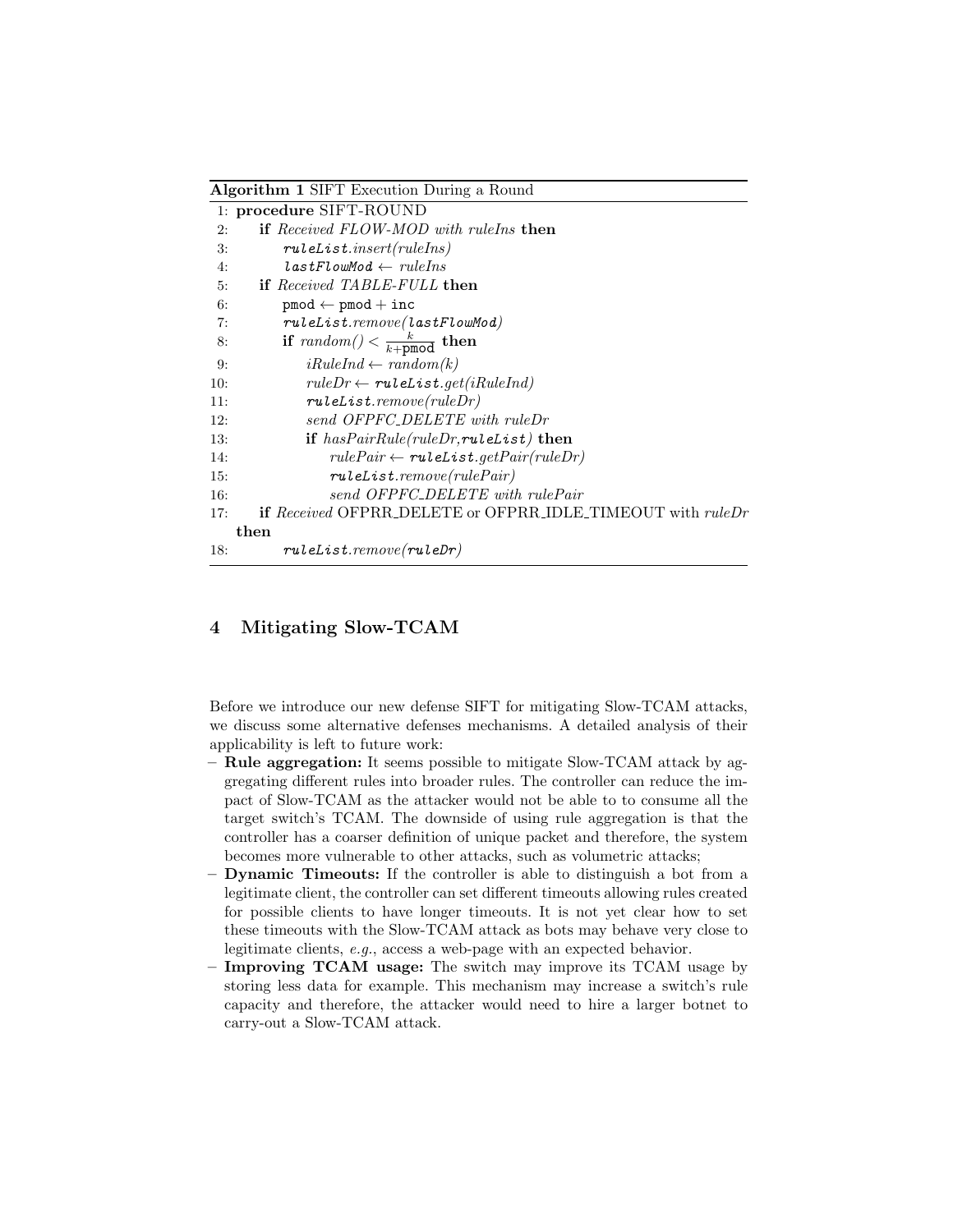**Algorithm 1** SIFT Execution During a Round

```
1: procedure SIFT-ROUND
2:     if Received FLOW-MOD with ruleIns then
3:         ruleList.insert(ruleIns)
4:         lastFlowMod ← ruleIns
5:     if Received TABLE-FULL then
6:         pmod ← pmod + inc
7:         ruleList.remove(lastFlowMod)
8:         if random() < k/(k+pmod) then
9:             iRuleInd ← random(k)
10:            ruleDr ← ruleList.get(iRuleInd)
11:            ruleList.remove(ruleDr)
12:            send OFPFC_DELETE with ruleDr
13:            if hasPairRule(ruleDr,ruleList) then
14:                rulePair ← ruleList.getPair(ruleDr)
15:                ruleList.remove(rulePair)
16:                send OFPFC_DELETE with rulePair
17:    if Received OFPRR_DELETE or OFPRR_IDLE_TIMEOUT with ruleDr then
18:        ruleList.remove(ruleDr)
```

## 4 Mitigating Slow-TCAM

Before we introduce our new defense SIFT for mitigating Slow-TCAM attacks, we discuss some alternative defenses mechanisms. A detailed analysis of their applicability is left to future work:

- **Rule aggregation:** It seems possible to mitigate Slow-TCAM attack by aggregating different rules into broader rules. The controller can reduce the impact of Slow-TCAM as the attacker would not be able to to consume all the target switch's TCAM. The downside of using rule aggregation is that the controller has a coarser definition of unique packet and therefore, the system becomes more vulnerable to other attacks, such as volumetric attacks;
- **Dynamic Timeouts:** If the controller is able to distinguish a bot from a legitimate client, the controller can set different timeouts allowing rules created for possible clients to have longer timeouts. It is not yet clear how to set these timeouts with the Slow-TCAM attack as bots may behave very close to legitimate clients, *e.g.*, access a web-page with an expected behavior.
- **Improving TCAM usage:** The switch may improve its TCAM usage by storing less data for example. This mechanism may increase a switch's rule capacity and therefore, the attacker would need to hire a larger botnet to carry-out a Slow-TCAM attack.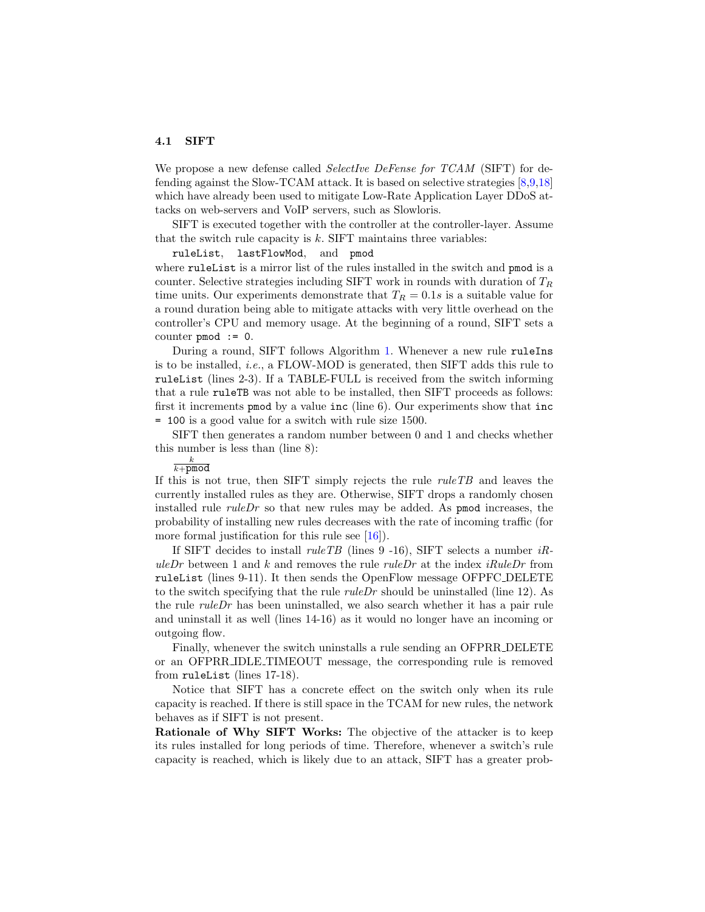### 4.1 SIFT

We propose a new defense called *SelectIve DeFense for TCAM* (SIFT) for defending against the Slow-TCAM attack. It is based on selective strategies [8,9,18] which have already been used to mitigate Low-Rate Application Layer DDoS attacks on web-servers and VoIP servers, such as Slowloris.

SIFT is executed together with the controller at the controller-layer. Assume that the switch rule capacity is $k$. SIFT maintains three variables:

`ruleList`, `lastFlowMod`, and `pmod`

where `ruleList` is a mirror list of the rules installed in the switch and `pmod` is a counter. Selective strategies including SIFT work in rounds with duration of $T_R$ time units. Our experiments demonstrate that $T_R = 0.1s$ is a suitable value for a round duration being able to mitigate attacks with very little overhead on the controller's CPU and memory usage. At the beginning of a round, SIFT sets a counter `pmod := 0`.

During a round, SIFT follows Algorithm 1. Whenever a new rule `ruleIns` is to be installed, *i.e.*, a FLOW-MOD is generated, then SIFT adds this rule to `ruleList` (lines 2-3). If a TABLE-FULL is received from the switch informing that a rule `ruleTB` was not able to be installed, then SIFT proceeds as follows: first it increments `pmod` by a value `inc` (line 6). Our experiments show that `inc = 100` is a good value for a switch with rule size 1500.

SIFT then generates a random number between 0 and 1 and checks whether this number is less than (line 8):

$$\frac{k}{k+\texttt{pmod}}$$

If this is not true, then SIFT simply rejects the rule *ruleTB* and leaves the currently installed rules as they are. Otherwise, SIFT drops a randomly chosen installed rule *ruleDr* so that new rules may be added. As `pmod` increases, the probability of installing new rules decreases with the rate of incoming traffic (for more formal justification for this rule see [16]).

If SIFT decides to install *ruleTB* (lines 9 -16), SIFT selects a number *iRuleDr* between 1 and $k$ and removes the rule *ruleDr* at the index *iRuleDr* from `ruleList` (lines 9-11). It then sends the OpenFlow message OFPFC_DELETE to the switch specifying that the rule *ruleDr* should be uninstalled (line 12). As the rule *ruleDr* has been uninstalled, we also search whether it has a pair rule and uninstall it as well (lines 14-16) as it would no longer have an incoming or outgoing flow.

Finally, whenever the switch uninstalls a rule sending an OFPRR_DELETE or an OFPRR_IDLE_TIMEOUT message, the corresponding rule is removed from `ruleList` (lines 17-18).

Notice that SIFT has a concrete effect on the switch only when its rule capacity is reached. If there is still space in the TCAM for new rules, the network behaves as if SIFT is not present.

**Rationale of Why SIFT Works:** The objective of the attacker is to keep its rules installed for long periods of time. Therefore, whenever a switch's rule capacity is reached, which is likely due to an attack, SIFT has a greater prob-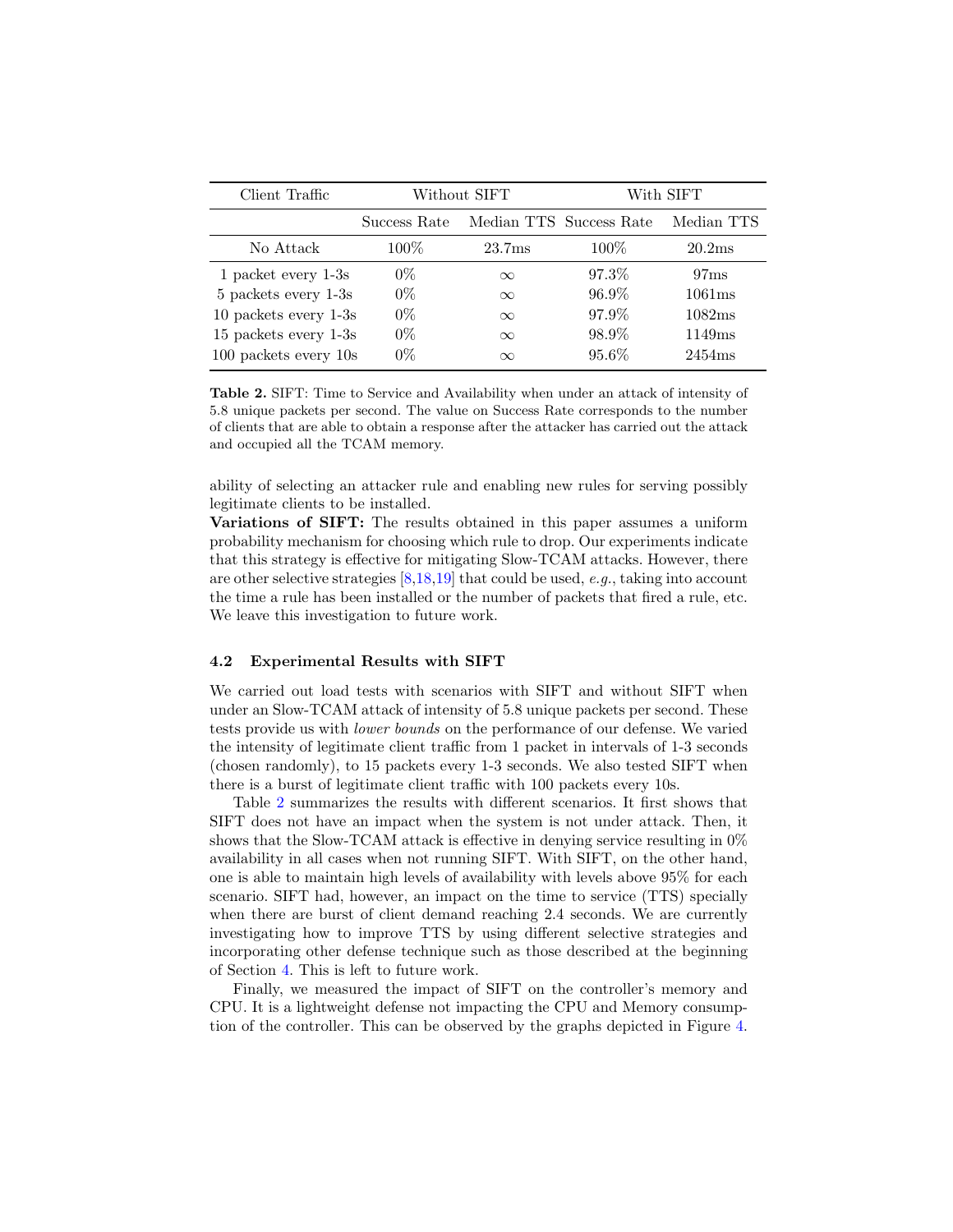| Client Traffic | Without SIFT | | With SIFT | |
|---|---|---|---|---|
| | Success Rate | Median TTS | Success Rate | Median TTS |
| No Attack | 100% | 23.7ms | 100% | 20.2ms |
| 1 packet every 1-3s | 0% | $\infty$ | 97.3% | 97ms |
| 5 packets every 1-3s | 0% | $\infty$ | 96.9% | 1061ms |
| 10 packets every 1-3s | 0% | $\infty$ | 97.9% | 1082ms |
| 15 packets every 1-3s | 0% | $\infty$ | 98.9% | 1149ms |
| 100 packets every 10s | 0% | $\infty$ | 95.6% | 2454ms |

**Table 2.** SIFT: Time to Service and Availability when under an attack of intensity of 5.8 unique packets per second. The value on Success Rate corresponds to the number of clients that are able to obtain a response after the attacker has carried out the attack and occupied all the TCAM memory.

ability of selecting an attacker rule and enabling new rules for serving possibly legitimate clients to be installed.

**Variations of SIFT:** The results obtained in this paper assumes a uniform probability mechanism for choosing which rule to drop. Our experiments indicate that this strategy is effective for mitigating Slow-TCAM attacks. However, there are other selective strategies [8,18,19] that could be used, *e.g.*, taking into account the time a rule has been installed or the number of packets that fired a rule, etc. We leave this investigation to future work.

### 4.2 Experimental Results with SIFT

We carried out load tests with scenarios with SIFT and without SIFT when under an Slow-TCAM attack of intensity of 5.8 unique packets per second. These tests provide us with *lower bounds* on the performance of our defense. We varied the intensity of legitimate client traffic from 1 packet in intervals of 1-3 seconds (chosen randomly), to 15 packets every 1-3 seconds. We also tested SIFT when there is a burst of legitimate client traffic with 100 packets every 10s.

Table 2 summarizes the results with different scenarios. It first shows that SIFT does not have an impact when the system is not under attack. Then, it shows that the Slow-TCAM attack is effective in denying service resulting in 0% availability in all cases when not running SIFT. With SIFT, on the other hand, one is able to maintain high levels of availability with levels above 95% for each scenario. SIFT had, however, an impact on the time to service (TTS) specially when there are burst of client demand reaching 2.4 seconds. We are currently investigating how to improve TTS by using different selective strategies and incorporating other defense technique such as those described at the beginning of Section 4. This is left to future work.

Finally, we measured the impact of SIFT on the controller's memory and CPU. It is a lightweight defense not impacting the CPU and Memory consumption of the controller. This can be observed by the graphs depicted in Figure 4.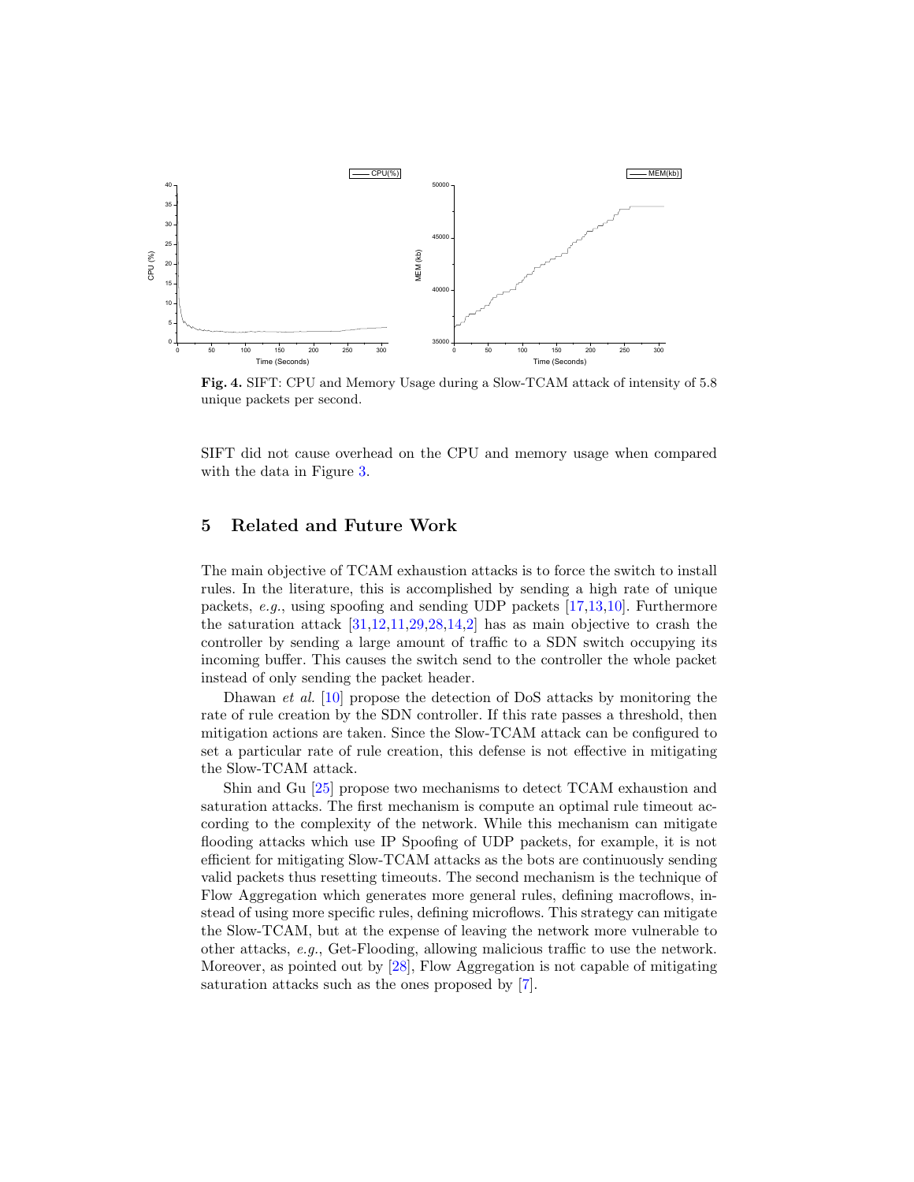**Fig. 4.** SIFT: CPU and Memory Usage during a Slow-TCAM attack of intensity of 5.8 unique packets per second.

SIFT did not cause overhead on the CPU and memory usage when compared with the data in Figure 3.

## 5 Related and Future Work

The main objective of TCAM exhaustion attacks is to force the switch to install rules. In the literature, this is accomplished by sending a high rate of unique packets, *e.g.*, using spoofing and sending UDP packets [17,13,10]. Furthermore the saturation attack [31,12,11,29,28,14,2] has as main objective to crash the controller by sending a large amount of traffic to a SDN switch occupying its incoming buffer. This causes the switch send to the controller the whole packet instead of only sending the packet header.

Dhawan *et al.* [10] propose the detection of DoS attacks by monitoring the rate of rule creation by the SDN controller. If this rate passes a threshold, then mitigation actions are taken. Since the Slow-TCAM attack can be configured to set a particular rate of rule creation, this defense is not effective in mitigating the Slow-TCAM attack.

Shin and Gu [25] propose two mechanisms to detect TCAM exhaustion and saturation attacks. The first mechanism is compute an optimal rule timeout according to the complexity of the network. While this mechanism can mitigate flooding attacks which use IP Spoofing of UDP packets, for example, it is not efficient for mitigating Slow-TCAM attacks as the bots are continuously sending valid packets thus resetting timeouts. The second mechanism is the technique of Flow Aggregation which generates more general rules, defining macroflows, instead of using more specific rules, defining microflows. This strategy can mitigate the Slow-TCAM, but at the expense of leaving the network more vulnerable to other attacks, *e.g.*, Get-Flooding, allowing malicious traffic to use the network. Moreover, as pointed out by [28], Flow Aggregation is not capable of mitigating saturation attacks such as the ones proposed by [7].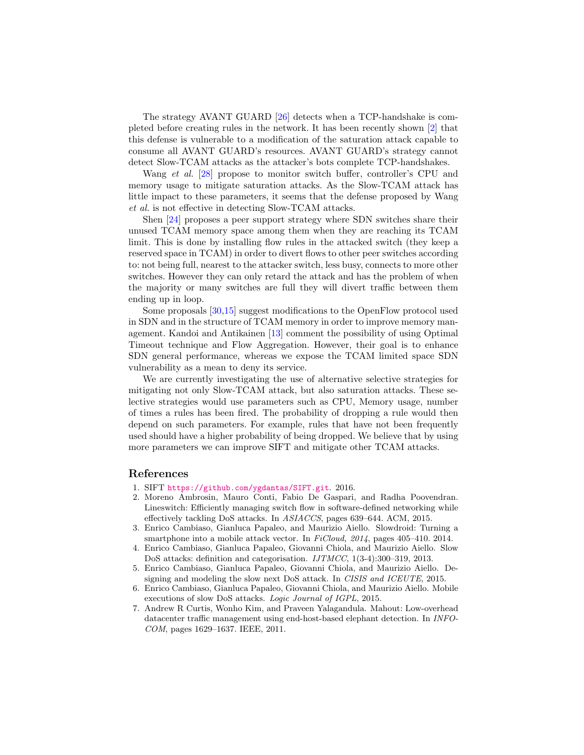The strategy AVANT GUARD [26] detects when a TCP-handshake is completed before creating rules in the network. It has been recently shown [2] that this defense is vulnerable to a modification of the saturation attack capable to consume all AVANT GUARD's resources. AVANT GUARD's strategy cannot detect Slow-TCAM attacks as the attacker's bots complete TCP-handshakes.

Wang *et al.* [28] propose to monitor switch buffer, controller's CPU and memory usage to mitigate saturation attacks. As the Slow-TCAM attack has little impact to these parameters, it seems that the defense proposed by Wang *et al.* is not effective in detecting Slow-TCAM attacks.

Shen [24] proposes a peer support strategy where SDN switches share their unused TCAM memory space among them when they are reaching its TCAM limit. This is done by installing flow rules in the attacked switch (they keep a reserved space in TCAM) in order to divert flows to other peer switches according to: not being full, nearest to the attacker switch, less busy, connects to more other switches. However they can only retard the attack and has the problem of when the majority or many switches are full they will divert traffic between them ending up in loop.

Some proposals [30,15] suggest modifications to the OpenFlow protocol used in SDN and in the structure of TCAM memory in order to improve memory management. Kandoi and Antikainen [13] comment the possibility of using Optimal Timeout technique and Flow Aggregation. However, their goal is to enhance SDN general performance, whereas we expose the TCAM limited space SDN vulnerability as a mean to deny its service.

We are currently investigating the use of alternative selective strategies for mitigating not only Slow-TCAM attack, but also saturation attacks. These selective strategies would use parameters such as CPU, Memory usage, number of times a rules has been fired. The probability of dropping a rule would then depend on such parameters. For example, rules that have not been frequently used should have a higher probability of being dropped. We believe that by using more parameters we can improve SIFT and mitigate other TCAM attacks.

## References

1. SIFT https://github.com/ygdantas/SIFT.git. 2016.
2. Moreno Ambrosin, Mauro Conti, Fabio De Gaspari, and Radha Poovendran. Lineswitch: Efficiently managing switch flow in software-defined networking while effectively tackling DoS attacks. In *ASIACCS*, pages 639–644. ACM, 2015.
3. Enrico Cambiaso, Gianluca Papaleo, and Maurizio Aiello. Slowdroid: Turning a smartphone into a mobile attack vector. In *FiCloud, 2014*, pages 405–410. 2014.
4. Enrico Cambiaso, Gianluca Papaleo, Giovanni Chiola, and Maurizio Aiello. Slow DoS attacks: definition and categorisation. *IJTMCC*, 1(3-4):300–319, 2013.
5. Enrico Cambiaso, Gianluca Papaleo, Giovanni Chiola, and Maurizio Aiello. Designing and modeling the slow next DoS attack. In *CISIS and ICEUTE*, 2015.
6. Enrico Cambiaso, Gianluca Papaleo, Giovanni Chiola, and Maurizio Aiello. Mobile executions of slow DoS attacks. *Logic Journal of IGPL*, 2015.
7. Andrew R Curtis, Wonho Kim, and Praveen Yalagandula. Mahout: Low-overhead datacenter traffic management using end-host-based elephant detection. In *INFOCOM*, pages 1629–1637. IEEE, 2011.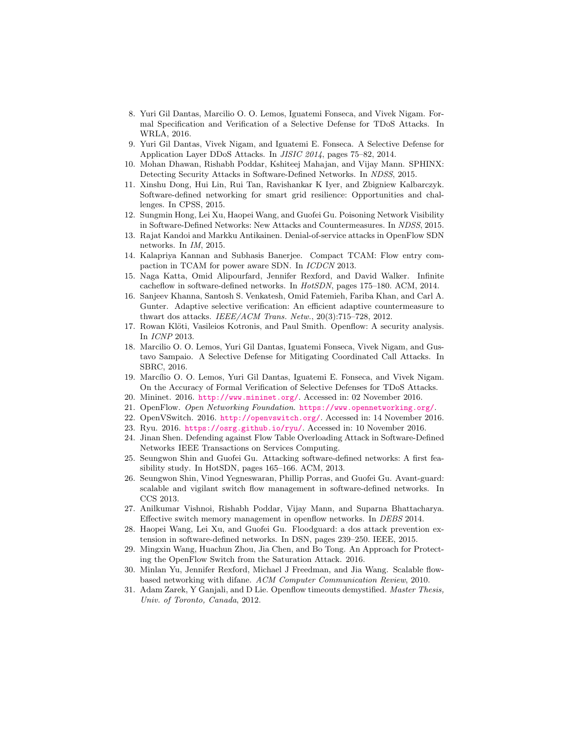8. Yuri Gil Dantas, Marcilio O. O. Lemos, Iguatemi Fonseca, and Vivek Nigam. Formal Specification and Verification of a Selective Defense for TDoS Attacks. In WRLA, 2016.
9. Yuri Gil Dantas, Vivek Nigam, and Iguatemi E. Fonseca. A Selective Defense for Application Layer DDoS Attacks. In *JISIC 2014*, pages 75–82, 2014.
10. Mohan Dhawan, Rishabh Poddar, Kshiteej Mahajan, and Vijay Mann. SPHINX: Detecting Security Attacks in Software-Defined Networks. In *NDSS*, 2015.
11. Xinshu Dong, Hui Lin, Rui Tan, Ravishankar K Iyer, and Zbigniew Kalbarczyk. Software-defined networking for smart grid resilience: Opportunities and challenges. In CPSS, 2015.
12. Sungmin Hong, Lei Xu, Haopei Wang, and Guofei Gu. Poisoning Network Visibility in Software-Defined Networks: New Attacks and Countermeasures. In *NDSS*, 2015.
13. Rajat Kandoi and Markku Antikainen. Denial-of-service attacks in OpenFlow SDN networks. In *IM*, 2015.
14. Kalapriya Kannan and Subhasis Banerjee. Compact TCAM: Flow entry compaction in TCAM for power aware SDN. In *ICDCN* 2013.
15. Naga Katta, Omid Alipourfard, Jennifer Rexford, and David Walker. Infinite cacheflow in software-defined networks. In *HotSDN*, pages 175–180. ACM, 2014.
16. Sanjeev Khanna, Santosh S. Venkatesh, Omid Fatemieh, Fariba Khan, and Carl A. Gunter. Adaptive selective verification: An efficient adaptive countermeasure to thwart dos attacks. *IEEE/ACM Trans. Netw.*, 20(3):715–728, 2012.
17. Rowan Klöti, Vasileios Kotronis, and Paul Smith. Openflow: A security analysis. In *ICNP* 2013.
18. Marcilio O. O. Lemos, Yuri Gil Dantas, Iguatemi Fonseca, Vivek Nigam, and Gustavo Sampaio. A Selective Defense for Mitigating Coordinated Call Attacks. In SBRC, 2016.
19. Marcílio O. O. Lemos, Yuri Gil Dantas, Iguatemi E. Fonseca, and Vivek Nigam. On the Accuracy of Formal Verification of Selective Defenses for TDoS Attacks.
20. Mininet. 2016. http://www.mininet.org/. Accessed in: 02 November 2016.
21. OpenFlow. *Open Networking Foundation*. https://www.opennetworking.org/.
22. OpenVSwitch. 2016. http://openvswitch.org/. Accessed in: 14 November 2016.
23. Ryu. 2016. https://osrg.github.io/ryu/. Accessed in: 10 November 2016.
24. Jinan Shen. Defending against Flow Table Overloading Attack in Software-Defined Networks IEEE Transactions on Services Computing.
25. Seungwon Shin and Guofei Gu. Attacking software-defined networks: A first feasibility study. In HotSDN, pages 165–166. ACM, 2013.
26. Seungwon Shin, Vinod Yegneswaran, Phillip Porras, and Guofei Gu. Avant-guard: scalable and vigilant switch flow management in software-defined networks. In CCS 2013.
27. Anilkumar Vishnoi, Rishabh Poddar, Vijay Mann, and Suparna Bhattacharya. Effective switch memory management in openflow networks. In *DEBS* 2014.
28. Haopei Wang, Lei Xu, and Guofei Gu. Floodguard: a dos attack prevention extension in software-defined networks. In DSN, pages 239–250. IEEE, 2015.
29. Mingxin Wang, Huachun Zhou, Jia Chen, and Bo Tong. An Approach for Protecting the OpenFlow Switch from the Saturation Attack. 2016.
30. Minlan Yu, Jennifer Rexford, Michael J Freedman, and Jia Wang. Scalable flow-based networking with difane. *ACM Computer Communication Review*, 2010.
31. Adam Zarek, Y Ganjali, and D Lie. Openflow timeouts demystified. *Master Thesis, Univ. of Toronto, Canada*, 2012.